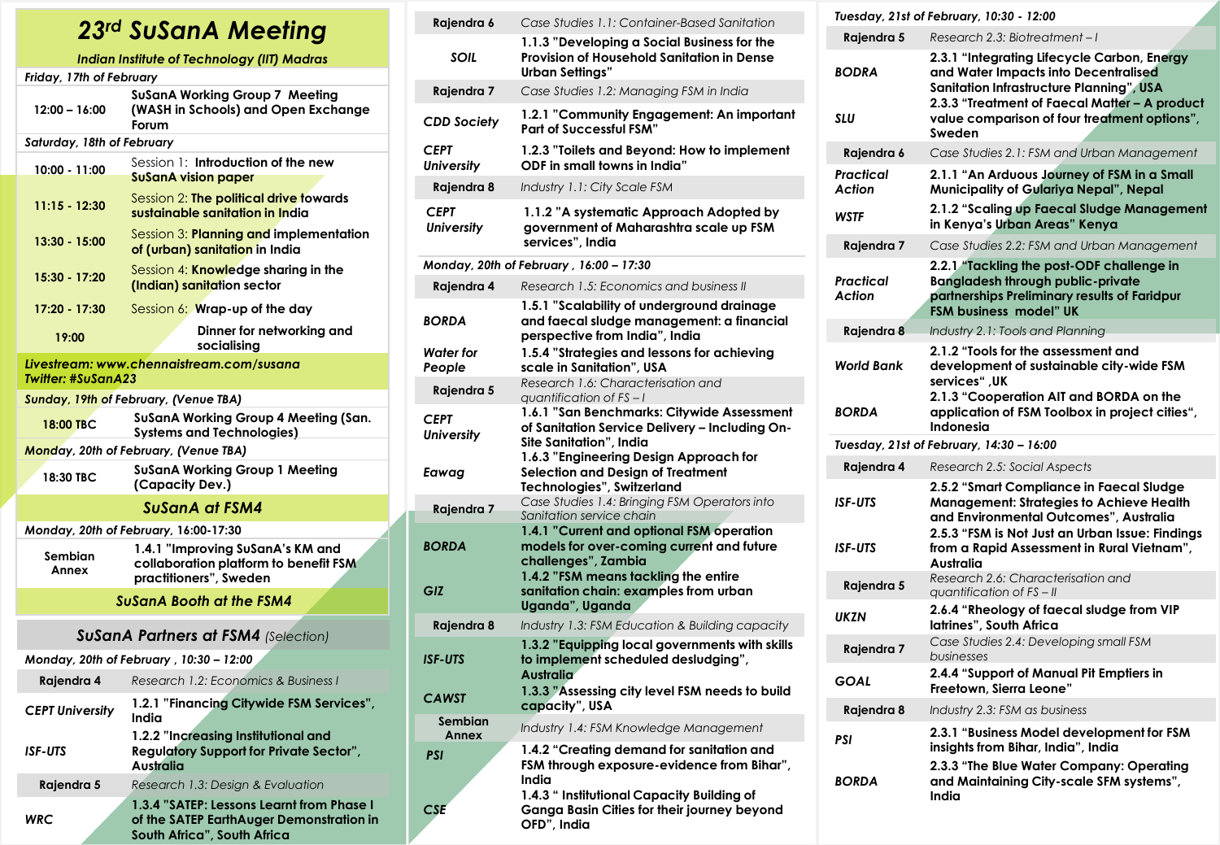# 23rd SuSanA Meeting

**Indian Institute of Technology (IIT) Madras**

*Friday, 17th of February*

| | |
|---|---|
| 12:00 – 16:00 | SuSanA Working Group 7 Meeting (WASH in Schools) and Open Exchange Forum |

*Saturday, 18th of February*

| | |
|---|---|
| 10:00 - 11:00 | Session 1: **Introduction of the new SuSanA vision paper** |
| 11:15 - 12:30 | Session 2: **The political drive towards sustainable sanitation in India** |
| 13:30 - 15:00 | Session 3: **Planning and implementation of (urban) sanitation in India** |
| 15:30 - 17:20 | Session 4: **Knowledge sharing in the (Indian) sanitation sector** |
| 17:20 - 17:30 | Session 6: **Wrap-up of the day** |
| 19:00 | **Dinner for networking and socialising** |

***Livestream: www.chennaistream.com/susana***
***Twitter: #SuSanA23***

*Sunday, 19th of February, (Venue TBA)*

| | |
|---|---|
| 18:00 TBC | SuSanA Working Group 4 Meeting (San. Systems and Technologies) |

*Monday, 20th of February, (Venue TBA)*

| | |
|---|---|
| 18:30 TBC | SuSanA Working Group 1 Meeting (Capacity Dev.) |

## SuSanA at FSM4

*Monday, 20th of February, 16:00-17:30*

| | |
|---|---|
| Sembian Annex | **1.4.1 "Improving SuSanA's KM and collaboration platform to benefit FSM practitioners", Sweden** |

**SuSanA Booth at the FSM4**

## SuSanA Partners at FSM4 (Selection)

*Monday, 20th of February , 10:30 – 12:00*

| | |
|---|---|
| **Rajendra 4** | *Research 1.2: Economics & Business I* |
| ***CEPT University*** | **1.2.1 "Financing Citywide FSM Services", India** |
| ***ISF-UTS*** | **1.2.2 "Increasing Institutional and Regulatory Support for Private Sector", Australia** |
| **Rajendra 5** | *Research 1.3: Design & Evaluation* |
| ***WRC*** | **1.3.4 "SATEP: Lessons Learnt from Phase I of the SATEP EarthAuger Demonstration in South Africa", South Africa** |
| **Rajendra 6** | *Case Studies 1.1: Container-Based Sanitation* |
| ***SOIL*** | **1.1.3 "Developing a Social Business for the Provision of Household Sanitation in Dense Urban Settings"** |
| **Rajendra 7** | *Case Studies 1.2: Managing FSM in India* |
| ***CDD Society*** | **1.2.1 "Community Engagement: An important Part of Successful FSM"** |
| ***CEPT University*** | **1.2.3 "Toilets and Beyond: How to implement ODF in small towns in India"** |
| **Rajendra 8** | *Industry 1.1: City Scale FSM* |
| ***CEPT University*** | **1.1.2 "A systematic Approach Adopted by government of Maharashtra scale up FSM services", India** |

*Monday, 20th of February , 16:00 – 17:30*

| | |
|---|---|
| **Rajendra 4** | *Research 1.5: Economics and business II* |
| ***BORDA*** | **1.5.1 "Scalability of underground drainage and faecal sludge management: a financial perspective from India", India** |
| ***Water for People*** | **1.5.4 "Strategies and lessons for achieving scale in Sanitation", USA** |
| **Rajendra 5** | *Research 1.6: Characterisation and quantification of FS – I* |
| ***CEPT University*** | **1.6.1 "San Benchmarks: Citywide Assessment of Sanitation Service Delivery – Including On-Site Sanitation", India** |
| ***Eawag*** | **1.6.3 "Engineering Design Approach for Selection and Design of Treatment Technologies", Switzerland** |
| **Rajendra 7** | *Case Studies 1.4: Bringing FSM Operators into Sanitation service chain* |
| ***BORDA*** | **1.4.1 "Current and optional FSM operation models for over-coming current and future challenges", Zambia** |
| ***GIZ*** | **1.4.2 "FSM means tackling the entire sanitation chain: examples from urban Uganda", Uganda** |
| **Rajendra 8** | *Industry 1.3: FSM Education & Building capacity* |
| ***ISF-UTS*** | **1.3.2 "Equipping local governments with skills to implement scheduled desludging", Australia** |
| ***CAWST*** | **1.3.3 "Assessing city level FSM needs to build capacity", USA** |
| **Sembian Annex** | *Industry 1.4: FSM Knowledge Management* |
| ***PSI*** | **1.4.2 "Creating demand for sanitation and FSM through exposure-evidence from Bihar", India** |
| ***CSE*** | **1.4.3 " Institutional Capacity Building of Ganga Basin Cities for their journey beyond OFD", India** |

*Tuesday, 21st of February, 10:30 - 12:00*

| | |
|---|---|
| **Rajendra 5** | *Research 2.3: Biotreatment – I* |
| ***BODRA*** | **2.3.1 "Integrating Lifecycle Carbon, Energy and Water Impacts into Decentralised Sanitation Infrastructure Planning", USA** |
| ***SLU*** | **2.3.3 "Treatment of Faecal Matter – A product value comparison of four treatment options", Sweden** |
| **Rajendra 6** | *Case Studies 2.1: FSM and Urban Management* |
| ***Practical Action*** | **2.1.1 "An Arduous Journey of FSM in a Small Municipality of Gulariya Nepal", Nepal** |
| ***WSTF*** | **2.1.2 "Scaling up Faecal Sludge Management in Kenya's Urban Areas" Kenya** |
| **Rajendra 7** | *Case Studies 2.2: FSM and Urban Management* |
| ***Practical Action*** | **2.2.1 "Tackling the post-ODF challenge in Bangladesh through public-private partnerships Preliminary results of Faridpur FSM business model" UK** |
| **Rajendra 8** | *Industry 2.1: Tools and Planning* |
| ***World Bank*** | **2.1.2 "Tools for the assessment and development of sustainable city-wide FSM services" ,UK** |
| ***BORDA*** | **2.1.3 "Cooperation AIT and BORDA on the application of FSM Toolbox in project cities", Indonesia** |

*Tuesday, 21st of February, 14:30 – 16:00*

| | |
|---|---|
| **Rajendra 4** | *Research 2.5: Social Aspects* |
| ***ISF-UTS*** | **2.5.2 "Smart Compliance in Faecal Sludge Management: Strategies to Achieve Health and Environmental Outcomes", Australia** |
| ***ISF-UTS*** | **2.5.3 "FSM is Not Just an Urban Issue: Findings from a Rapid Assessment in Rural Vietnam", Australia** |
| **Rajendra 5** | *Research 2.6: Characterisation and quantification of FS – II* |
| ***UKZN*** | **2.6.4 "Rheology of faecal sludge from VIP latrines", South Africa** |
| **Rajendra 7** | *Case Studies 2.4: Developing small FSM businesses* |
| ***GOAL*** | **2.4.4 "Support of Manual Pit Emptiers in Freetown, Sierra Leone"** |
| **Rajendra 8** | *Industry 2.3: FSM as business* |
| ***PSI*** | **2.3.1 "Business Model development for FSM insights from Bihar, India", India** |
| ***BORDA*** | **2.3.3 "The Blue Water Company: Operating and Maintaining City-scale SFM systems", India** |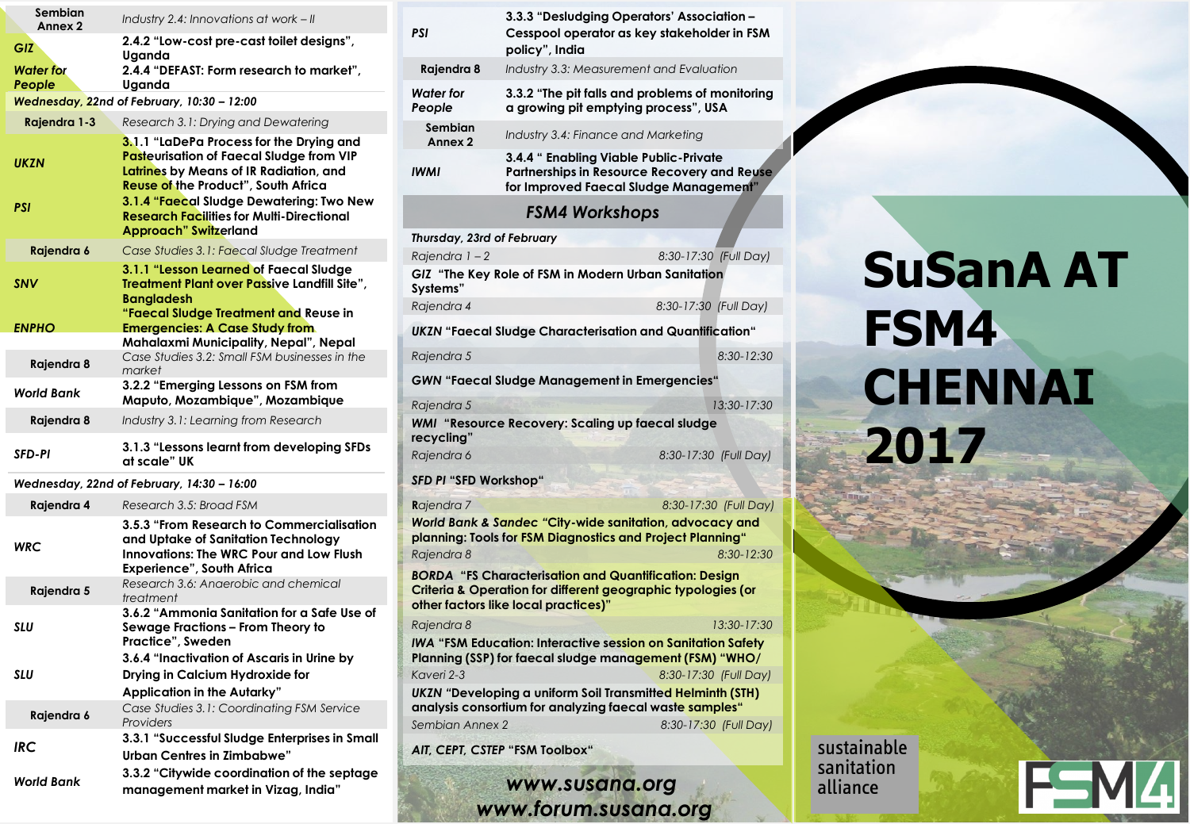| | |
|---|---|
| Sembian Annex 2 | *Industry 2.4: Innovations at work – II* |
| ***GIZ*** | **2.4.2 "Low-cost pre-cast toilet designs", Uganda** |
| ***Water for People*** | **2.4.4 "DEFAST: Form research to market", Uganda** |

***Wednesday, 22nd of February, 10:30 – 12:00***

| | |
|---|---|
| **Rajendra 1-3** | *Research 3.1: Drying and Dewatering* |
| ***UKZN*** | **3.1.1 "LaDePa Process for the Drying and Pasteurisation of Faecal Sludge from VIP Latrines by Means of IR Radiation, and Reuse of the Product", South Africa** |
| ***PSI*** | **3.1.4 "Faecal Sludge Dewatering: Two New Research Facilities for Multi-Directional Approach" Switzerland** |
| **Rajendra 6** | *Case Studies 3.1: Faecal Sludge Treatment* |
| ***SNV*** | **3.1.1 "Lesson Learned of Faecal Sludge Treatment Plant over Passive Landfill Site", Bangladesh** |
| ***ENPHO*** | **"Faecal Sludge Treatment and Reuse in Emergencies: A Case Study from Mahalaxmi Municipality, Nepal", Nepal** |
| **Rajendra 8** | *Case Studies 3.2: Small FSM businesses in the market* |
| ***World Bank*** | **3.2.2 "Emerging Lessons on FSM from Maputo, Mozambique", Mozambique** |
| **Rajendra 8** | *Industry 3.1: Learning from Research* |
| ***SFD-PI*** | **3.1.3 "Lessons learnt from developing SFDs at scale" UK** |

***Wednesday, 22nd of February, 14:30 – 16:00***

| | |
|---|---|
| **Rajendra 4** | *Research 3.5: Broad FSM* |
| ***WRC*** | **3.5.3 "From Research to Commercialisation and Uptake of Sanitation Technology Innovations: The WRC Pour and Low Flush Experience", South Africa** |
| **Rajendra 5** | *Research 3.6: Anaerobic and chemical treatment* |
| ***SLU*** | **3.6.2 "Ammonia Sanitation for a Safe Use of Sewage Fractions – From Theory to Practice", Sweden** |
| ***SLU*** | **3.6.4 "Inactivation of Ascaris in Urine by Drying in Calcium Hydroxide for Application in the Autarky"** |
| **Rajendra 6** | *Case Studies 3.1: Coordinating FSM Service Providers* |
| ***IRC*** | **3.3.1 "Successful Sludge Enterprises in Small Urban Centres in Zimbabwe"** |
| ***World Bank*** | **3.3.2 "Citywide coordination of the septage management market in Vizag, India"** |

| | |
|---|---|
| ***PSI*** | **3.3.3 "Desludging Operators' Association – Cesspool operator as key stakeholder in FSM policy", India** |
| **Rajendra 8** | *Industry 3.3: Measurement and Evaluation* |
| ***Water for People*** | **3.3.2 "The pit falls and problems of monitoring a growing pit emptying process", USA** |
| **Sembian Annex 2** | *Industry 3.4: Finance and Marketing* |
| ***IWMI*** | **3.4.4 " Enabling Viable Public-Private Partnerships in Resource Recovery and Reuse for Improved Faecal Sludge Management"** |

## *FSM4 Workshops*

***Thursday, 23rd of February***

*Rajendra 1 – 2* *8:30-17:30 (Full Day)*
***GIZ*** **"The Key Role of FSM in Modern Urban Sanitation Systems"**

*Rajendra 4* *8:30-17:30 (Full Day)*
***UKZN*** **"Faecal Sludge Characterisation and Quantification"**

*Rajendra 5* *8:30-12:30*
***GWN*** **"Faecal Sludge Management in Emergencies"**

*Rajendra 5* *13:30-17:30*
***WMI*** **"Resource Recovery: Scaling up faecal sludge recycling"**

*Rajendra 6* *8:30-17:30 (Full Day)*
***SFD PI*** **"SFD Workshop"**

*Rajendra 7* *8:30-17:30 (Full Day)*
***World Bank & Sandec*** **"City-wide sanitation, advocacy and planning: Tools for FSM Diagnostics and Project Planning"**

*Rajendra 8* *8:30-12:30*
***BORDA*** **"FS Characterisation and Quantification: Design Criteria & Operation for different geographic typologies (or other factors like local practices)"**

*Rajendra 8* *13:30-17:30*
***IWA*** **"FSM Education: Interactive session on Sanitation Safety Planning (SSP) for faecal sludge management (FSM) "WHO/**

*Kaveri 2-3* *8:30-17:30 (Full Day)*
***UKZN*** **"Developing a uniform Soil Transmitted Helminth (STH) analysis consortium for analyzing faecal waste samples"**

*Sembian Annex 2* *8:30-17:30 (Full Day)*
***AIT, CEPT, CSTEP*** **"FSM Toolbox"**

***www.susana.org***
***www.forum.susana.org***

# SuSanA AT FSM4 CHENNAI 2017

sustainable sanitation alliance

FSM4